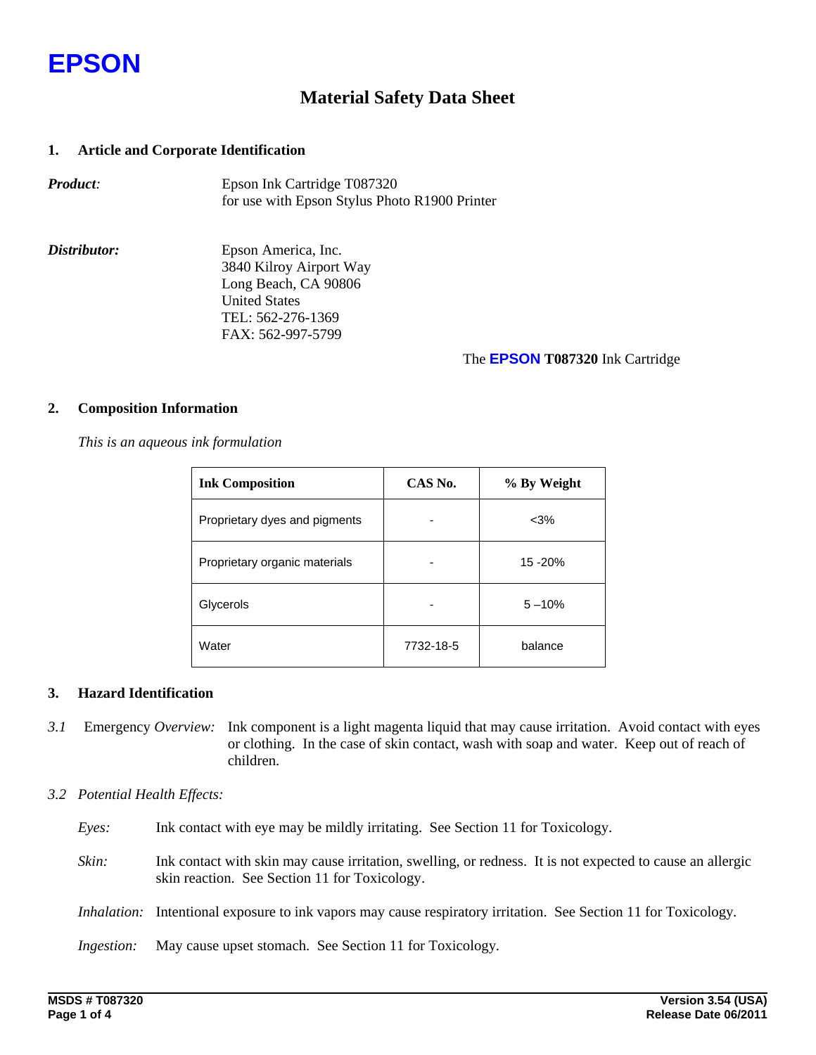**EPSON**

# Material Safety Data Sheet

## 1. Article and Corporate Identification

***Product:*** Epson Ink Cartridge T087320
for use with Epson Stylus Photo R1900 Printer

***Distributor:*** Epson America, Inc.
3840 Kilroy Airport Way
Long Beach, CA 90806
United States
TEL: 562-276-1369
FAX: 562-997-5799

The **EPSON** **T087320** Ink Cartridge

## 2. Composition Information

*This is an aqueous ink formulation*

| Ink Composition | CAS No. | % By Weight |
|---|---|---|
| Proprietary dyes and pigments | - | <3% |
| Proprietary organic materials | - | 15 -20% |
| Glycerols | - | 5 –10% |
| Water | 7732-18-5 | balance |

## 3. Hazard Identification

*3.1* Emergency *Overview:* Ink component is a light magenta liquid that may cause irritation. Avoid contact with eyes or clothing. In the case of skin contact, wash with soap and water. Keep out of reach of children.

*3.2 Potential Health Effects:*

*Eyes:* Ink contact with eye may be mildly irritating. See Section 11 for Toxicology.

*Skin:* Ink contact with skin may cause irritation, swelling, or redness. It is not expected to cause an allergic skin reaction. See Section 11 for Toxicology.

*Inhalation:* Intentional exposure to ink vapors may cause respiratory irritation. See Section 11 for Toxicology.

*Ingestion:* May cause upset stomach. See Section 11 for Toxicology.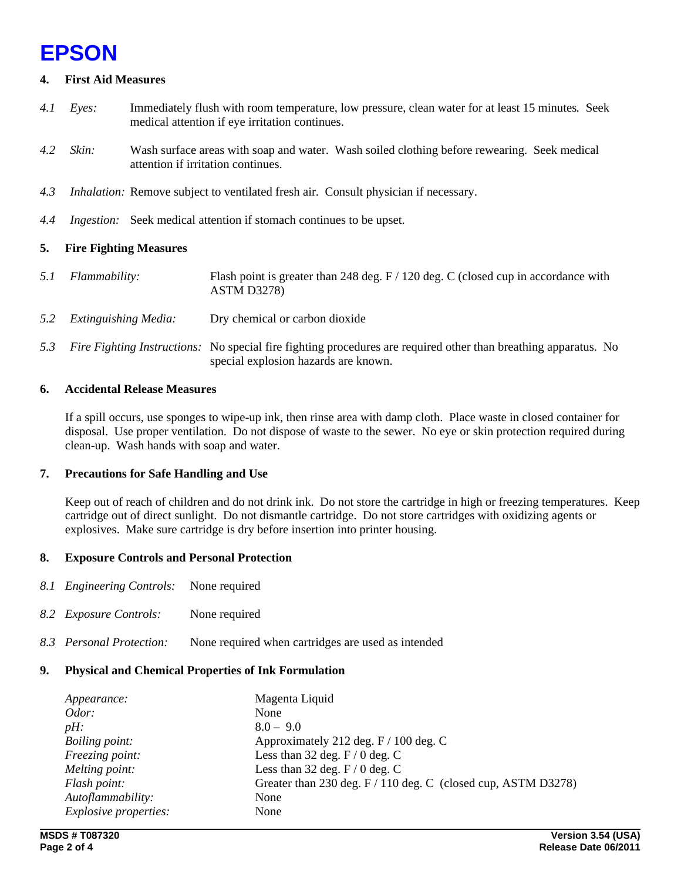**EPSON**

## 4. First Aid Measures

*4.1 Eyes:* Immediately flush with room temperature, low pressure, clean water for at least 15 minutes. Seek medical attention if eye irritation continues.

*4.2 Skin:* Wash surface areas with soap and water. Wash soiled clothing before rewearing. Seek medical attention if irritation continues.

*4.3 Inhalation:* Remove subject to ventilated fresh air. Consult physician if necessary.

*4.4 Ingestion:* Seek medical attention if stomach continues to be upset.

## 5. Fire Fighting Measures

*5.1 Flammability:* Flash point is greater than 248 deg. F / 120 deg. C (closed cup in accordance with ASTM D3278)

*5.2 Extinguishing Media:* Dry chemical or carbon dioxide

*5.3 Fire Fighting Instructions:* No special fire fighting procedures are required other than breathing apparatus. No special explosion hazards are known.

## 6. Accidental Release Measures

If a spill occurs, use sponges to wipe-up ink, then rinse area with damp cloth. Place waste in closed container for disposal. Use proper ventilation. Do not dispose of waste to the sewer. No eye or skin protection required during clean-up. Wash hands with soap and water.

## 7. Precautions for Safe Handling and Use

Keep out of reach of children and do not drink ink. Do not store the cartridge in high or freezing temperatures. Keep cartridge out of direct sunlight. Do not dismantle cartridge. Do not store cartridges with oxidizing agents or explosives. Make sure cartridge is dry before insertion into printer housing.

## 8. Exposure Controls and Personal Protection

*8.1 Engineering Controls:* None required

*8.2 Exposure Controls:* None required

*8.3 Personal Protection:* None required when cartridges are used as intended

## 9. Physical and Chemical Properties of Ink Formulation

| | |
|---|---|
| *Appearance:* | Magenta Liquid |
| *Odor:* | None |
| *pH:* | 8.0 – 9.0 |
| *Boiling point:* | Approximately 212 deg. F / 100 deg. C |
| *Freezing point:* | Less than 32 deg. F / 0 deg. C |
| *Melting point:* | Less than 32 deg. F / 0 deg. C |
| *Flash point:* | Greater than 230 deg. F / 110 deg. C (closed cup, ASTM D3278) |
| *Autoflammability:* | None |
| *Explosive properties:* | None |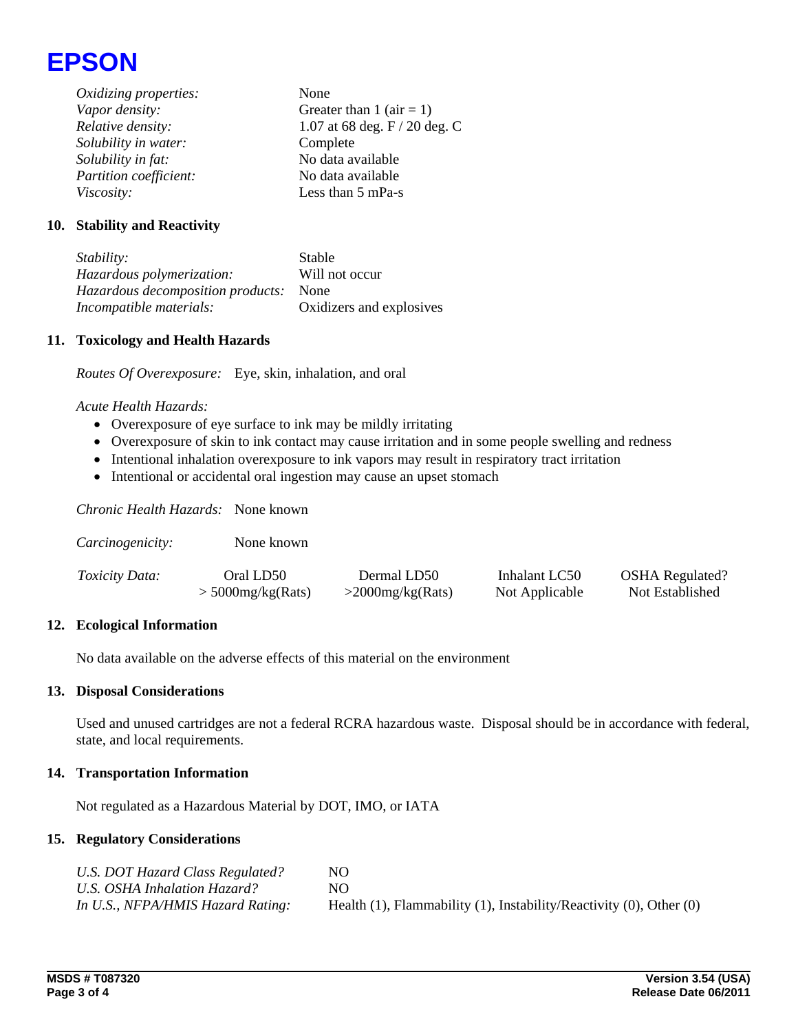| | |
|---|---|
| *Oxidizing properties:* | None |
| *Vapor density:* | Greater than 1 (air = 1) |
| *Relative density:* | 1.07 at 68 deg. F / 20 deg. C |
| *Solubility in water:* | Complete |
| *Solubility in fat:* | No data available |
| *Partition coefficient:* | No data available |
| *Viscosity:* | Less than 5 mPa-s |

## 10. Stability and Reactivity

| | |
|---|---|
| *Stability:* | Stable |
| *Hazardous polymerization:* | Will not occur |
| *Hazardous decomposition products:* | None |
| *Incompatible materials:* | Oxidizers and explosives |

## 11. Toxicology and Health Hazards

*Routes Of Overexposure:* Eye, skin, inhalation, and oral

*Acute Health Hazards:*

- Overexposure of eye surface to ink may be mildly irritating
- Overexposure of skin to ink contact may cause irritation and in some people swelling and redness
- Intentional inhalation overexposure to ink vapors may result in respiratory tract irritation
- Intentional or accidental oral ingestion may cause an upset stomach

*Chronic Health Hazards:* None known

*Carcinogenicity:* None known

| *Toxicity Data:* | Oral LD50 | Dermal LD50 | Inhalant LC50 | OSHA Regulated? |
|---|---|---|---|---|
| | > 5000mg/kg(Rats) | >2000mg/kg(Rats) | Not Applicable | Not Established |

## 12. Ecological Information

No data available on the adverse effects of this material on the environment

## 13. Disposal Considerations

Used and unused cartridges are not a federal RCRA hazardous waste. Disposal should be in accordance with federal, state, and local requirements.

## 14. Transportation Information

Not regulated as a Hazardous Material by DOT, IMO, or IATA

## 15. Regulatory Considerations

| | |
|---|---|
| *U.S. DOT Hazard Class Regulated?* | NO |
| *U.S. OSHA Inhalation Hazard?* | NO |
| *In U.S., NFPA/HMIS Hazard Rating:* | Health (1), Flammability (1), Instability/Reactivity (0), Other (0) |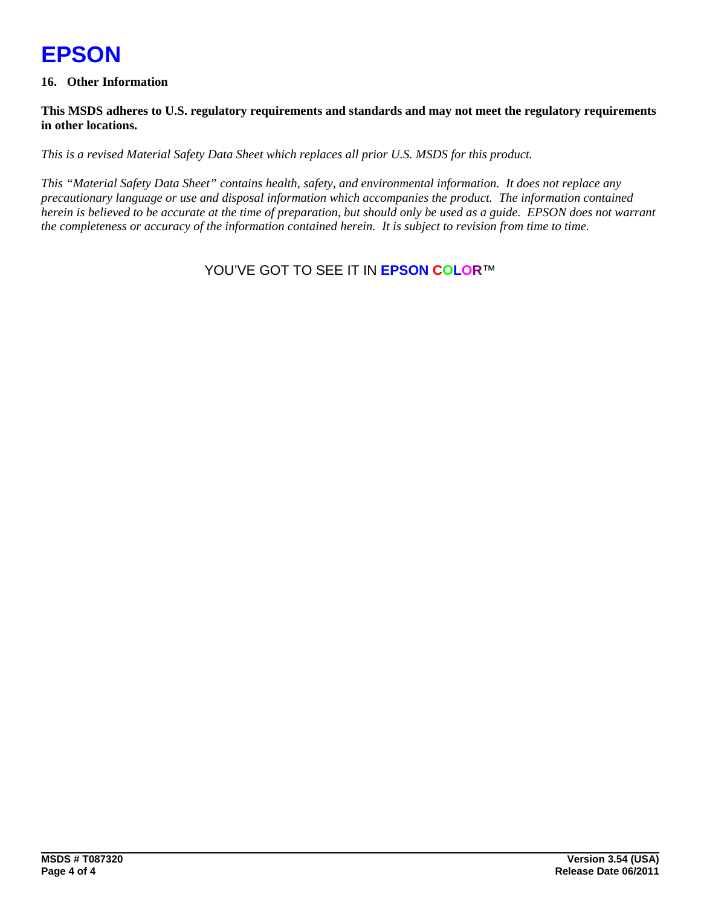## 16. Other Information

**This MSDS adheres to U.S. regulatory requirements and standards and may not meet the regulatory requirements in other locations.**

*This is a revised Material Safety Data Sheet which replaces all prior U.S. MSDS for this product.*

*This "Material Safety Data Sheet" contains health, safety, and environmental information. It does not replace any precautionary language or use and disposal information which accompanies the product. The information contained herein is believed to be accurate at the time of preparation, but should only be used as a guide. EPSON does not warrant the completeness or accuracy of the information contained herein. It is subject to revision from time to time.*

YOU'VE GOT TO SEE IT IN **EPSON COLOR**™